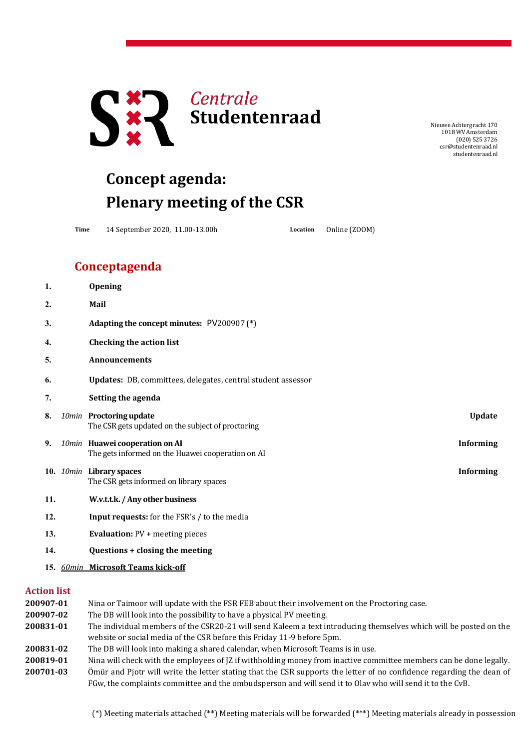**Centrale Studentenraad**

Nieuwe Achtergracht 170
1018 WV Amsterdam
(020) 525 3726
csr@studentenraad.nl
studentenraad.nl

# Concept agenda: Plenary meeting of the CSR

**Time** 14 September 2020, 11.00-13.00h **Location** Online (ZOOM)

## Conceptagenda

| | | | |
|---|---|---|---|
| **1.** | | **Opening** | |
| **2.** | | **Mail** | |
| **3.** | | **Adapting the concept minutes:** PV200907 (*) | |
| **4.** | | **Checking the action list** | |
| **5.** | | **Announcements** | |
| **6.** | | **Updates:** DB, committees, delegates, central student assessor | |
| **7.** | | **Setting the agenda** | |
| **8.** | *10min* | **Proctoring update**<br>The CSR gets updated on the subject of proctoring | **Update** |
| **9.** | *10min* | **Huawei cooperation on AI**<br>The gets informed on the Huawei cooperation on AI | **Informing** |
| **10.** | *10min* | **Library spaces**<br>The CSR gets informed on library spaces | **Informing** |
| **11.** | | **W.v.t.t.k. / Any other business** | |
| **12.** | | **Input requests:** for the FSR's / to the media | |
| **13.** | | **Evaluation:** PV + meeting pieces | |
| **14.** | | **Questions + closing the meeting** | |
| **15.** | *60min* | **Microsoft Teams kick-off** | |

## Action list

| | |
|---|---|
| **200907-01** | Nina or Taimoor will update with the FSR FEB about their involvement on the Proctoring case. |
| **200907-02** | The DB will look into the possibility to have a physical PV meeting. |
| **200831-01** | The individual members of the CSR20-21 will send Kaleem a text introducing themselves which will be posted on the website or social media of the CSR before this Friday 11-9 before 5pm. |
| **200831-02** | The DB will look into making a shared calendar, when Microsoft Teams is in use. |
| **200819-01** | Nina will check with the employees of JZ if withholding money from inactive committee members can be done legally. |
| **200701-03** | Ömür and Pjotr will write the letter stating that the CSR supports the letter of no confidence regarding the dean of FGw, the complaints committee and the ombudsperson and will send it to Olav who will send it to the CvB. |

(*) Meeting materials attached (**) Meeting materials will be forwarded (***) Meeting materials already in possession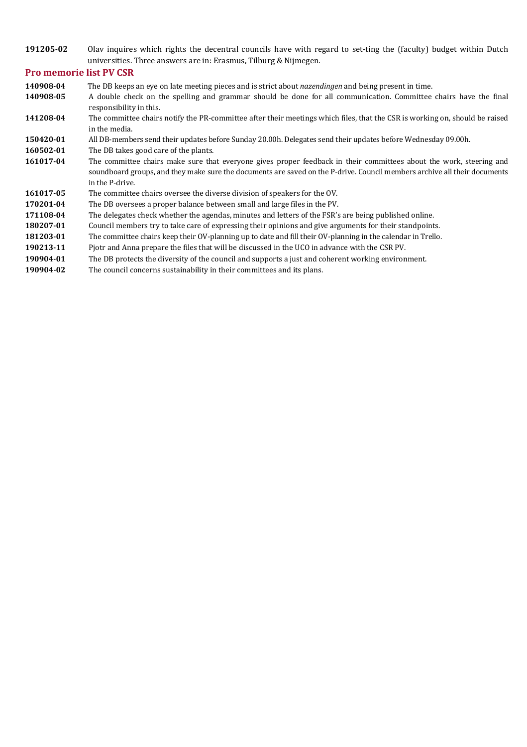**191205-02** Olav inquires which rights the decentral councils have with regard to set-ting the (faculty) budget within Dutch universities. Three answers are in: Erasmus, Tilburg & Nijmegen.

## Pro memorie list PV CSR

**140908-04** The DB keeps an eye on late meeting pieces and is strict about *nazendingen* and being present in time.

**140908-05** A double check on the spelling and grammar should be done for all communication. Committee chairs have the final responsibility in this.

**141208-04** The committee chairs notify the PR-committee after their meetings which files, that the CSR is working on, should be raised in the media.

**150420-01** All DB-members send their updates before Sunday 20.00h. Delegates send their updates before Wednesday 09.00h.

**160502-01** The DB takes good care of the plants.

**161017-04** The committee chairs make sure that everyone gives proper feedback in their committees about the work, steering and soundboard groups, and they make sure the documents are saved on the P-drive. Council members archive all their documents in the P-drive.

**161017-05** The committee chairs oversee the diverse division of speakers for the OV.

**170201-04** The DB oversees a proper balance between small and large files in the PV.

**171108-04** The delegates check whether the agendas, minutes and letters of the FSR's are being published online.

**180207-01** Council members try to take care of expressing their opinions and give arguments for their standpoints.

**181203-01** The committee chairs keep their OV-planning up to date and fill their OV-planning in the calendar in Trello.

**190213-11** Pjotr and Anna prepare the files that will be discussed in the UCO in advance with the CSR PV.

**190904-01** The DB protects the diversity of the council and supports a just and coherent working environment.

**190904-02** The council concerns sustainability in their committees and its plans.